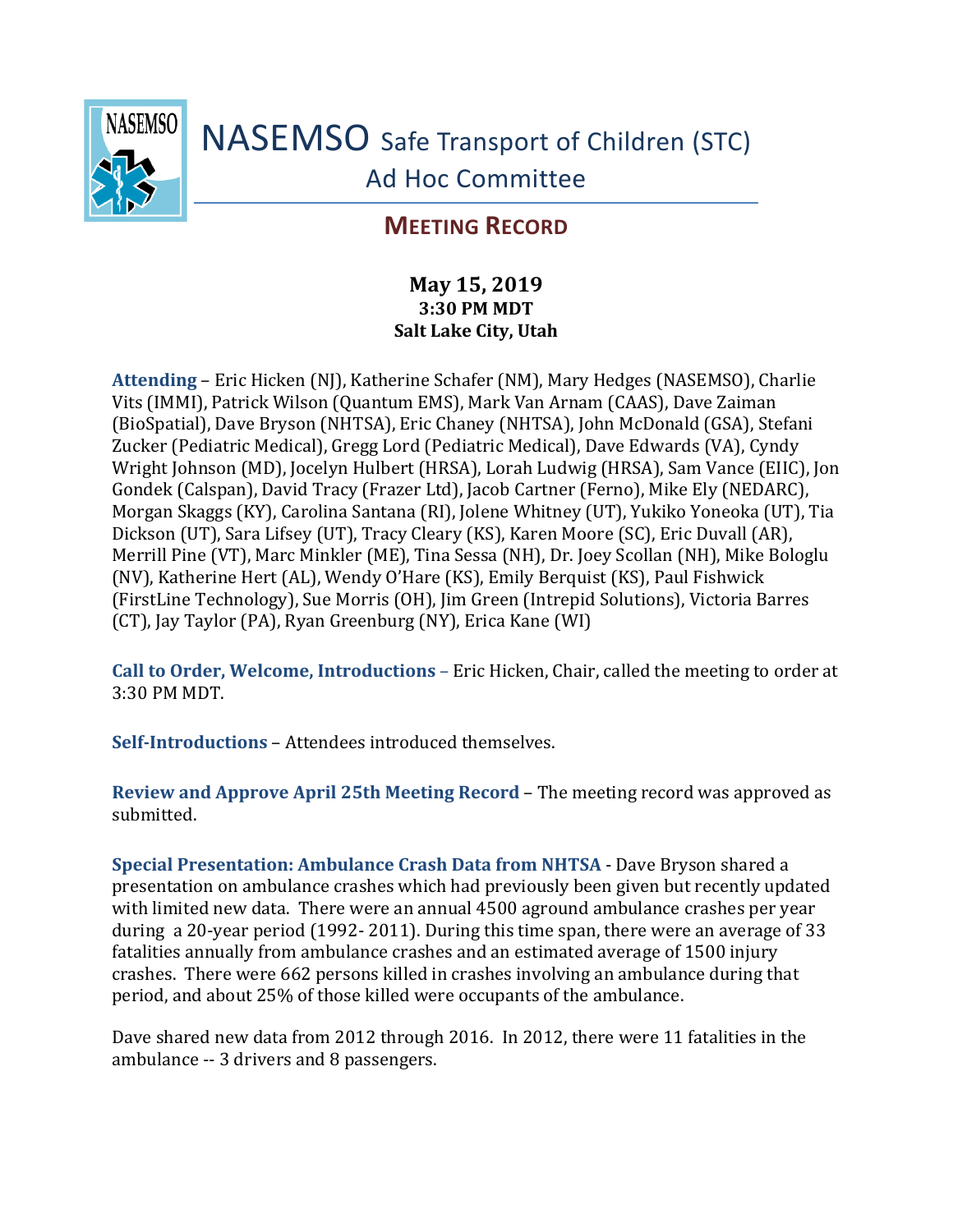# NASEMSO Safe Transport of Children (STC) Ad Hoc Committee

## MEETING RECORD

**May 15, 2019**
**3:30 PM MDT**
**Salt Lake City, Utah**

**Attending** – Eric Hicken (NJ), Katherine Schafer (NM), Mary Hedges (NASEMSO), Charlie Vits (IMMI), Patrick Wilson (Quantum EMS), Mark Van Arnam (CAAS), Dave Zaiman (BioSpatial), Dave Bryson (NHTSA), Eric Chaney (NHTSA), John McDonald (GSA), Stefani Zucker (Pediatric Medical), Gregg Lord (Pediatric Medical), Dave Edwards (VA), Cyndy Wright Johnson (MD), Jocelyn Hulbert (HRSA), Lorah Ludwig (HRSA), Sam Vance (EIIC), Jon Gondek (Calspan), David Tracy (Frazer Ltd), Jacob Cartner (Ferno), Mike Ely (NEDARC), Morgan Skaggs (KY), Carolina Santana (RI), Jolene Whitney (UT), Yukiko Yoneoka (UT), Tia Dickson (UT), Sara Lifsey (UT), Tracy Cleary (KS), Karen Moore (SC), Eric Duvall (AR), Merrill Pine (VT), Marc Minkler (ME), Tina Sessa (NH), Dr. Joey Scollan (NH), Mike Bologlu (NV), Katherine Hert (AL), Wendy O'Hare (KS), Emily Berquist (KS), Paul Fishwick (FirstLine Technology), Sue Morris (OH), Jim Green (Intrepid Solutions), Victoria Barres (CT), Jay Taylor (PA), Ryan Greenburg (NY), Erica Kane (WI)

**Call to Order, Welcome, Introductions** – Eric Hicken, Chair, called the meeting to order at 3:30 PM MDT.

**Self-Introductions** – Attendees introduced themselves.

**Review and Approve April 25th Meeting Record** – The meeting record was approved as submitted.

**Special Presentation: Ambulance Crash Data from NHTSA** - Dave Bryson shared a presentation on ambulance crashes which had previously been given but recently updated with limited new data. There were an annual 4500 aground ambulance crashes per year during a 20-year period (1992- 2011). During this time span, there were an average of 33 fatalities annually from ambulance crashes and an estimated average of 1500 injury crashes. There were 662 persons killed in crashes involving an ambulance during that period, and about 25% of those killed were occupants of the ambulance.

Dave shared new data from 2012 through 2016. In 2012, there were 11 fatalities in the ambulance -- 3 drivers and 8 passengers.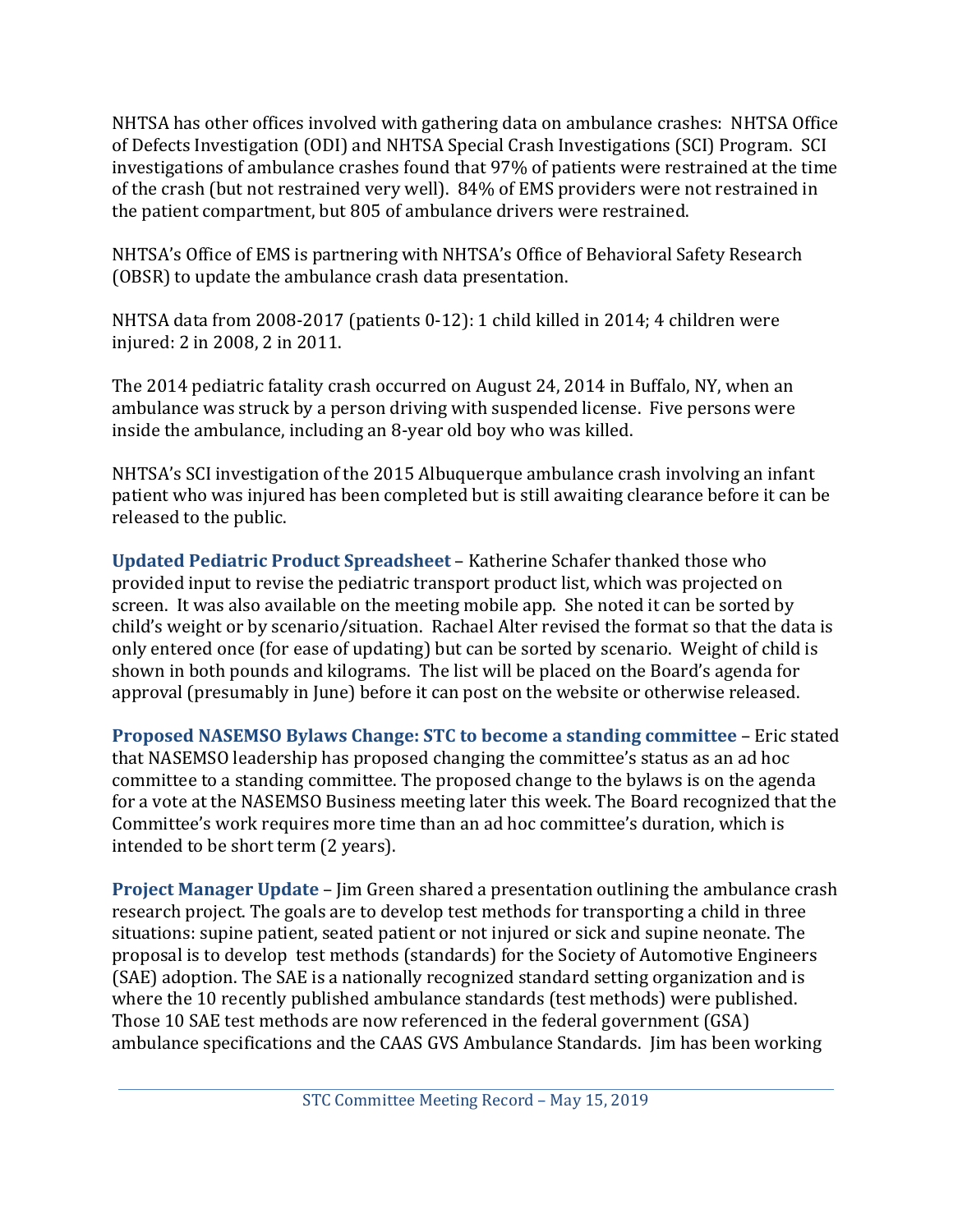NHTSA has other offices involved with gathering data on ambulance crashes: NHTSA Office of Defects Investigation (ODI) and NHTSA Special Crash Investigations (SCI) Program. SCI investigations of ambulance crashes found that 97% of patients were restrained at the time of the crash (but not restrained very well). 84% of EMS providers were not restrained in the patient compartment, but 805 of ambulance drivers were restrained.

NHTSA's Office of EMS is partnering with NHTSA's Office of Behavioral Safety Research (OBSR) to update the ambulance crash data presentation.

NHTSA data from 2008-2017 (patients 0-12): 1 child killed in 2014; 4 children were injured: 2 in 2008, 2 in 2011.

The 2014 pediatric fatality crash occurred on August 24, 2014 in Buffalo, NY, when an ambulance was struck by a person driving with suspended license. Five persons were inside the ambulance, including an 8-year old boy who was killed.

NHTSA's SCI investigation of the 2015 Albuquerque ambulance crash involving an infant patient who was injured has been completed but is still awaiting clearance before it can be released to the public.

**Updated Pediatric Product Spreadsheet** – Katherine Schafer thanked those who provided input to revise the pediatric transport product list, which was projected on screen. It was also available on the meeting mobile app. She noted it can be sorted by child's weight or by scenario/situation. Rachael Alter revised the format so that the data is only entered once (for ease of updating) but can be sorted by scenario. Weight of child is shown in both pounds and kilograms. The list will be placed on the Board's agenda for approval (presumably in June) before it can post on the website or otherwise released.

**Proposed NASEMSO Bylaws Change: STC to become a standing committee** – Eric stated that NASEMSO leadership has proposed changing the committee's status as an ad hoc committee to a standing committee. The proposed change to the bylaws is on the agenda for a vote at the NASEMSO Business meeting later this week. The Board recognized that the Committee's work requires more time than an ad hoc committee's duration, which is intended to be short term (2 years).

**Project Manager Update** – Jim Green shared a presentation outlining the ambulance crash research project. The goals are to develop test methods for transporting a child in three situations: supine patient, seated patient or not injured or sick and supine neonate. The proposal is to develop test methods (standards) for the Society of Automotive Engineers (SAE) adoption. The SAE is a nationally recognized standard setting organization and is where the 10 recently published ambulance standards (test methods) were published. Those 10 SAE test methods are now referenced in the federal government (GSA) ambulance specifications and the CAAS GVS Ambulance Standards. Jim has been working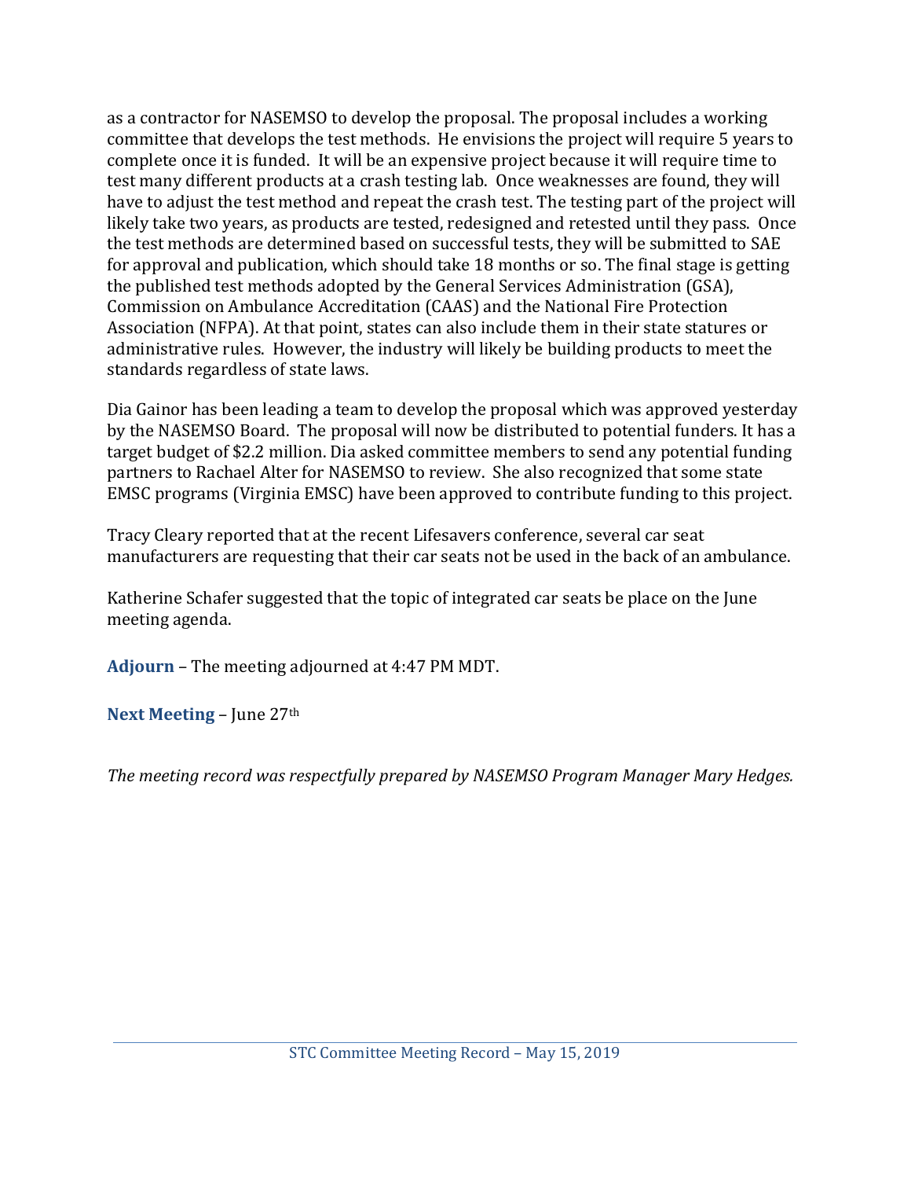as a contractor for NASEMSO to develop the proposal. The proposal includes a working committee that develops the test methods. He envisions the project will require 5 years to complete once it is funded. It will be an expensive project because it will require time to test many different products at a crash testing lab. Once weaknesses are found, they will have to adjust the test method and repeat the crash test. The testing part of the project will likely take two years, as products are tested, redesigned and retested until they pass. Once the test methods are determined based on successful tests, they will be submitted to SAE for approval and publication, which should take 18 months or so. The final stage is getting the published test methods adopted by the General Services Administration (GSA), Commission on Ambulance Accreditation (CAAS) and the National Fire Protection Association (NFPA). At that point, states can also include them in their state statures or administrative rules. However, the industry will likely be building products to meet the standards regardless of state laws.

Dia Gainor has been leading a team to develop the proposal which was approved yesterday by the NASEMSO Board. The proposal will now be distributed to potential funders. It has a target budget of $2.2 million. Dia asked committee members to send any potential funding partners to Rachael Alter for NASEMSO to review. She also recognized that some state EMSC programs (Virginia EMSC) have been approved to contribute funding to this project.

Tracy Cleary reported that at the recent Lifesavers conference, several car seat manufacturers are requesting that their car seats not be used in the back of an ambulance.

Katherine Schafer suggested that the topic of integrated car seats be place on the June meeting agenda.

**Adjourn** – The meeting adjourned at 4:47 PM MDT.

**Next Meeting** – June 27th

*The meeting record was respectfully prepared by NASEMSO Program Manager Mary Hedges.*